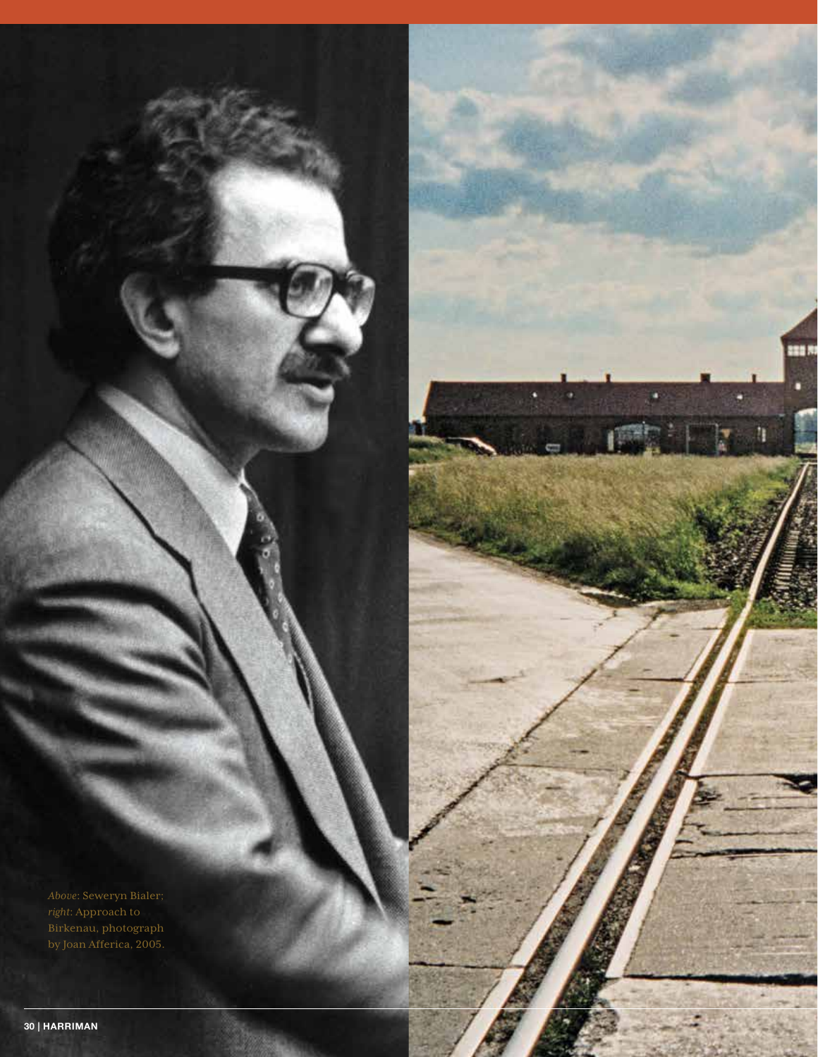*Above*: Seweryn Bialer; *right*: Approach to Birkenau, photograph by Joan Afferica, 2005.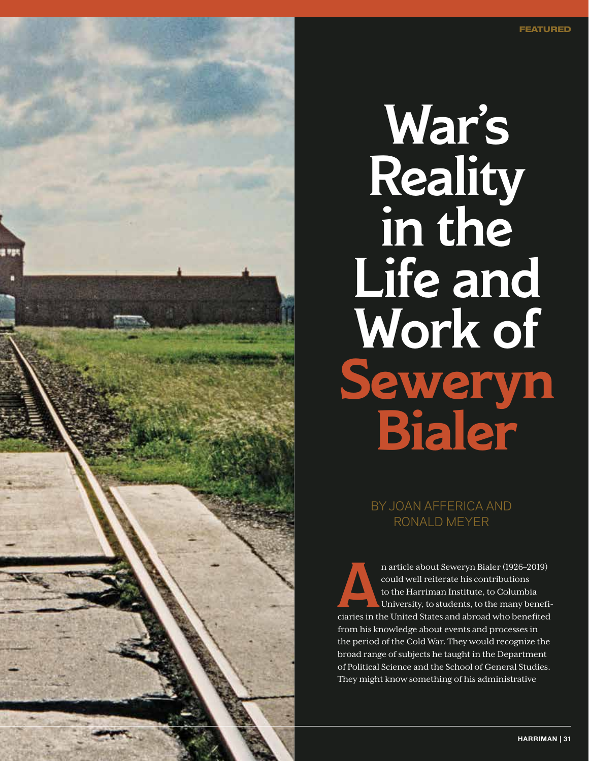# War's Reality in the Life and Work of Seweryn Bialer

BY JOAN AFFERICA AND RONALD MEYER

An article about Seweryn Bialer (1926–2019) could well reiterate his contributions to the Harriman Institute, to Columbia University, to students, to the many beneficiaries in the United States and abroad who benefited from his knowledge about events and processes in the period of the Cold War. They would recognize the broad range of subjects he taught in the Department of Political Science and the School of General Studies. They might know something of his administrative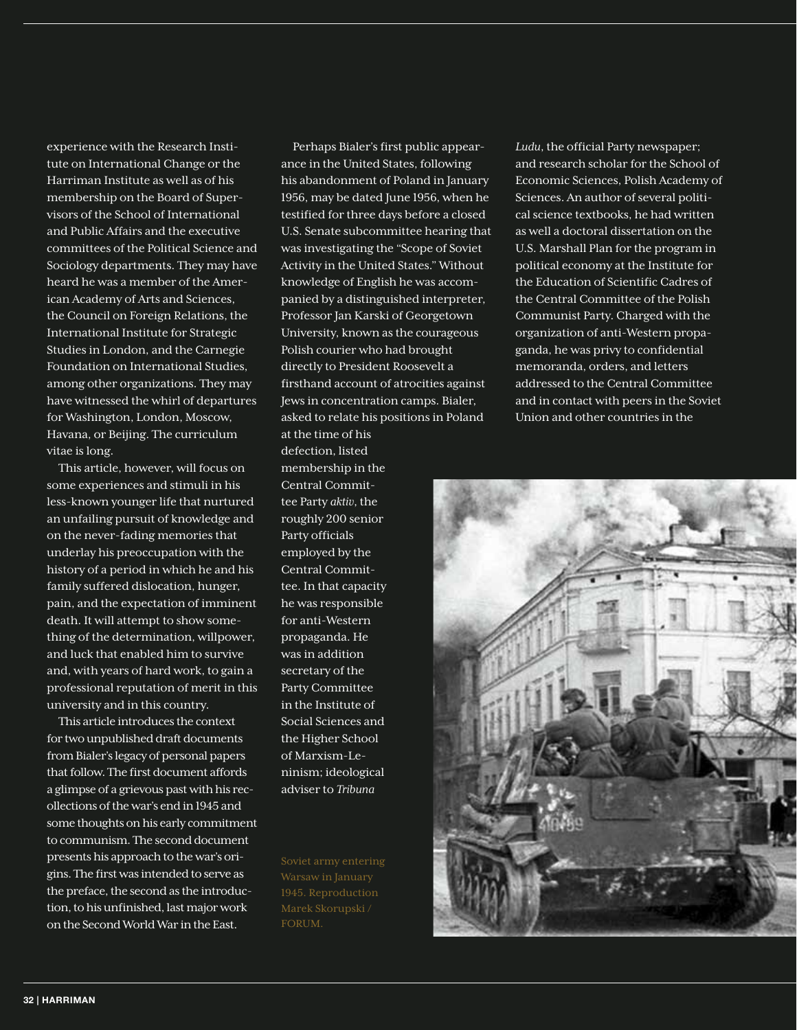experience with the Research Institute on International Change or the Harriman Institute as well as of his membership on the Board of Supervisors of the School of International and Public Affairs and the executive committees of the Political Science and Sociology departments. They may have heard he was a member of the American Academy of Arts and Sciences, the Council on Foreign Relations, the International Institute for Strategic Studies in London, and the Carnegie Foundation on International Studies, among other organizations. They may have witnessed the whirl of departures for Washington, London, Moscow, Havana, or Beijing. The curriculum vitae is long.

This article, however, will focus on some experiences and stimuli in his less-known younger life that nurtured an unfailing pursuit of knowledge and on the never-fading memories that underlay his preoccupation with the history of a period in which he and his family suffered dislocation, hunger, pain, and the expectation of imminent death. It will attempt to show something of the determination, willpower, and luck that enabled him to survive and, with years of hard work, to gain a professional reputation of merit in this university and in this country.

This article introduces the context for two unpublished draft documents from Bialer's legacy of personal papers that follow. The first document affords a glimpse of a grievous past with his recollections of the war's end in 1945 and some thoughts on his early commitment to communism. The second document presents his approach to the war's origins. The first was intended to serve as the preface, the second as the introduction, to his unfinished, last major work on the Second World War in the East.

Perhaps Bialer's first public appearance in the United States, following his abandonment of Poland in January 1956, may be dated June 1956, when he testified for three days before a closed U.S. Senate subcommittee hearing that was investigating the "Scope of Soviet Activity in the United States." Without knowledge of English he was accompanied by a distinguished interpreter, Professor Jan Karski of Georgetown University, known as the courageous Polish courier who had brought directly to President Roosevelt a firsthand account of atrocities against Jews in concentration camps. Bialer, asked to relate his positions in Poland at the time of his defection, listed membership in the Central Committee Party *aktiv*, the roughly 200 senior Party officials employed by the Central Committee. In that capacity he was responsible for anti-Western propaganda. He was in addition secretary of the Party Committee in the Institute of Social Sciences and the Higher School of Marxism-Leninism; ideological adviser to *Tribuna Ludu*, the official Party newspaper; and research scholar for the School of Economic Sciences, Polish Academy of Sciences. An author of several political science textbooks, he had written as well a doctoral dissertation on the U.S. Marshall Plan for the program in political economy at the Institute for the Education of Scientific Cadres of the Central Committee of the Polish Communist Party. Charged with the organization of anti-Western propaganda, he was privy to confidential memoranda, orders, and letters addressed to the Central Committee and in contact with peers in the Soviet Union and other countries in the

Soviet army entering Warsaw in January 1945. Reproduction Marek Skorupski / FORUM.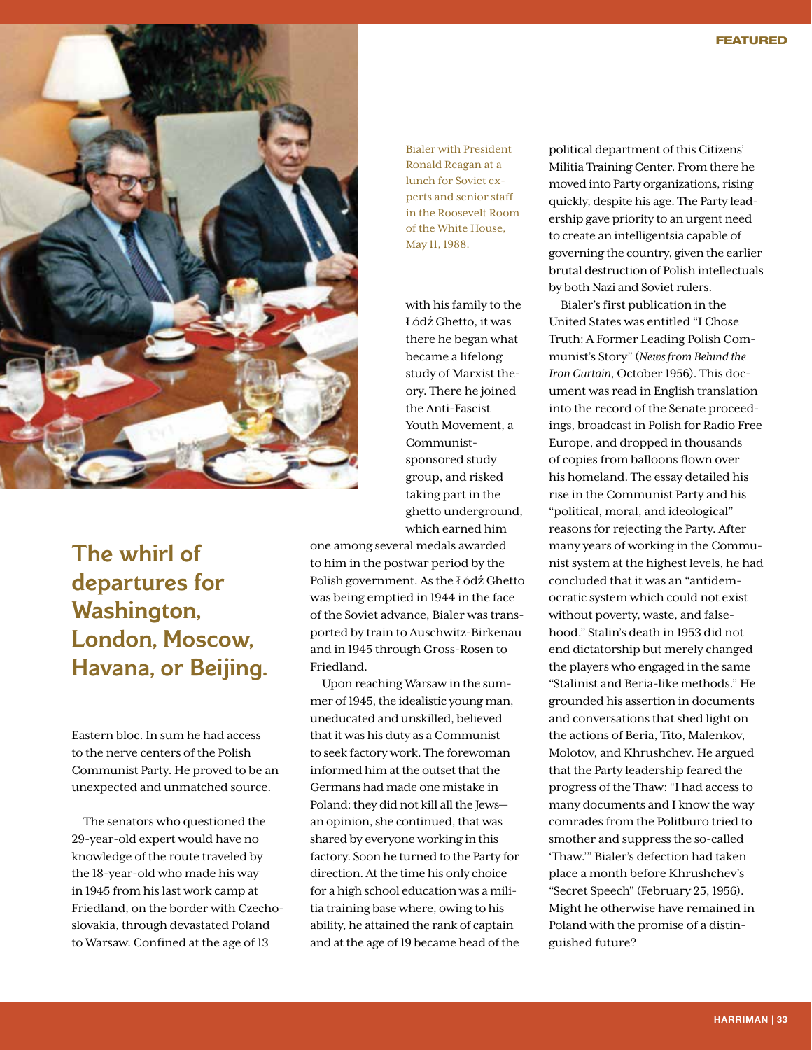Bialer with President Ronald Reagan at a lunch for Soviet experts and senior staff in the Roosevelt Room of the White House, May 11, 1988.

## The whirl of departures for Washington, London, Moscow, Havana, or Beijing.

Eastern bloc. In sum he had access to the nerve centers of the Polish Communist Party. He proved to be an unexpected and unmatched source.

The senators who questioned the 29-year-old expert would have no knowledge of the route traveled by the 18-year-old who made his way in 1945 from his last work camp at Friedland, on the border with Czechoslovakia, through devastated Poland to Warsaw. Confined at the age of 13 with his family to the Łódź Ghetto, it was there he began what became a lifelong study of Marxist theory. There he joined the Anti-Fascist Youth Movement, a Communist-sponsored study group, and risked taking part in the ghetto underground, which earned him one among several medals awarded to him in the postwar period by the Polish government. As the Łódź Ghetto was being emptied in 1944 in the face of the Soviet advance, Bialer was transported by train to Auschwitz-Birkenau and in 1945 through Gross-Rosen to Friedland.

Upon reaching Warsaw in the summer of 1945, the idealistic young man, uneducated and unskilled, believed that it was his duty as a Communist to seek factory work. The forewoman informed him at the outset that the Germans had made one mistake in Poland: they did not kill all the Jews—an opinion, she continued, that was shared by everyone working in this factory. Soon he turned to the Party for direction. At the time his only choice for a high school education was a militia training base where, owing to his ability, he attained the rank of captain and at the age of 19 became head of the political department of this Citizens' Militia Training Center. From there he moved into Party organizations, rising quickly, despite his age. The Party leadership gave priority to an urgent need to create an intelligentsia capable of governing the country, given the earlier brutal destruction of Polish intellectuals by both Nazi and Soviet rulers.

Bialer's first publication in the United States was entitled "I Chose Truth: A Former Leading Polish Communist's Story" (*News from Behind the Iron Curtain*, October 1956). This document was read in English translation into the record of the Senate proceedings, broadcast in Polish for Radio Free Europe, and dropped in thousands of copies from balloons flown over his homeland. The essay detailed his rise in the Communist Party and his "political, moral, and ideological" reasons for rejecting the Party. After many years of working in the Communist system at the highest levels, he had concluded that it was an "antidemocratic system which could not exist without poverty, waste, and falsehood." Stalin's death in 1953 did not end dictatorship but merely changed the players who engaged in the same "Stalinist and Beria-like methods." He grounded his assertion in documents and conversations that shed light on the actions of Beria, Tito, Malenkov, Molotov, and Khrushchev. He argued that the Party leadership feared the progress of the Thaw: "I had access to many documents and I know the way comrades from the Politburo tried to smother and suppress the so-called 'Thaw.'" Bialer's defection had taken place a month before Khrushchev's "Secret Speech" (February 25, 1956). Might he otherwise have remained in Poland with the promise of a distinguished future?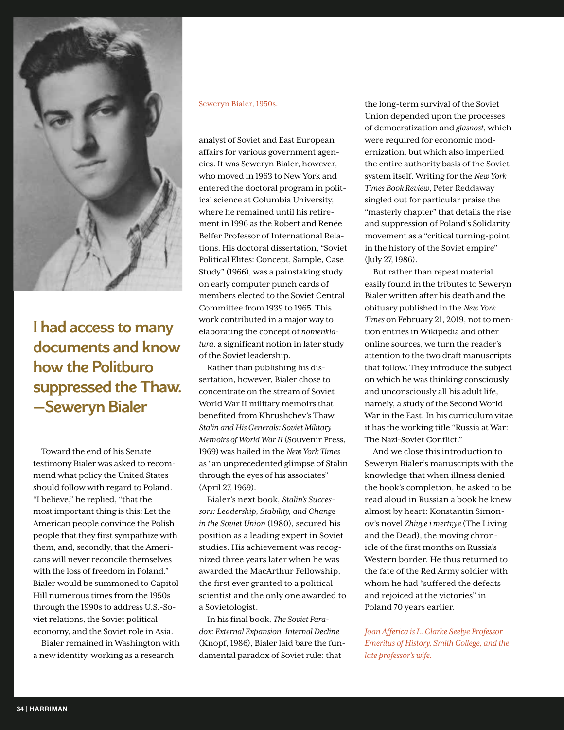Seweryn Bialer, 1950s.

**I had access to many documents and know how the Politburo suppressed the Thaw. —Seweryn Bialer**

Toward the end of his Senate testimony Bialer was asked to recommend what policy the United States should follow with regard to Poland. "I believe," he replied, "that the most important thing is this: Let the American people convince the Polish people that they first sympathize with them, and, secondly, that the Americans will never reconcile themselves with the loss of freedom in Poland." Bialer would be summoned to Capitol Hill numerous times from the 1950s through the 1990s to address U.S.-Soviet relations, the Soviet political economy, and the Soviet role in Asia.

Bialer remained in Washington with a new identity, working as a research analyst of Soviet and East European affairs for various government agencies. It was Seweryn Bialer, however, who moved in 1963 to New York and entered the doctoral program in political science at Columbia University, where he remained until his retirement in 1996 as the Robert and Renée Belfer Professor of International Relations. His doctoral dissertation, "Soviet Political Elites: Concept, Sample, Case Study" (1966), was a painstaking study on early computer punch cards of members elected to the Soviet Central Committee from 1939 to 1965. This work contributed in a major way to elaborating the concept of *nomenklatura*, a significant notion in later study of the Soviet leadership.

Rather than publishing his dissertation, however, Bialer chose to concentrate on the stream of Soviet World War II military memoirs that benefited from Khrushchev's Thaw. *Stalin and His Generals: Soviet Military Memoirs of World War II* (Souvenir Press, 1969) was hailed in the *New York Times* as "an unprecedented glimpse of Stalin through the eyes of his associates" (April 27, 1969).

Bialer's next book, *Stalin's Successors: Leadership, Stability, and Change in the Soviet Union* (1980), secured his position as a leading expert in Soviet studies. His achievement was recognized three years later when he was awarded the MacArthur Fellowship, the first ever granted to a political scientist and the only one awarded to a Sovietologist.

In his final book, *The Soviet Paradox: External Expansion, Internal Decline* (Knopf, 1986), Bialer laid bare the fundamental paradox of Soviet rule: that the long-term survival of the Soviet Union depended upon the processes of democratization and *glasnost*, which were required for economic modernization, but which also imperiled the entire authority basis of the Soviet system itself. Writing for the *New York Times Book Review*, Peter Reddaway singled out for particular praise the "masterly chapter" that details the rise and suppression of Poland's Solidarity movement as a "critical turning-point in the history of the Soviet empire" (July 27, 1986).

But rather than repeat material easily found in the tributes to Seweryn Bialer written after his death and the obituary published in the *New York Times* on February 21, 2019, not to mention entries in Wikipedia and other online sources, we turn the reader's attention to the two draft manuscripts that follow. They introduce the subject on which he was thinking consciously and unconsciously all his adult life, namely, a study of the Second World War in the East. In his curriculum vitae it has the working title "Russia at War: The Nazi-Soviet Conflict."

And we close this introduction to Seweryn Bialer's manuscripts with the knowledge that when illness denied the book's completion, he asked to be read aloud in Russian a book he knew almost by heart: Konstantin Simonov's novel *Zhivye i mertvye* (The Living and the Dead), the moving chronicle of the first months on Russia's Western border. He thus returned to the fate of the Red Army soldier with whom he had "suffered the defeats and rejoiced at the victories" in Poland 70 years earlier.

*Joan Afferica is L. Clarke Seelye Professor Emeritus of History, Smith College, and the late professor's wife.*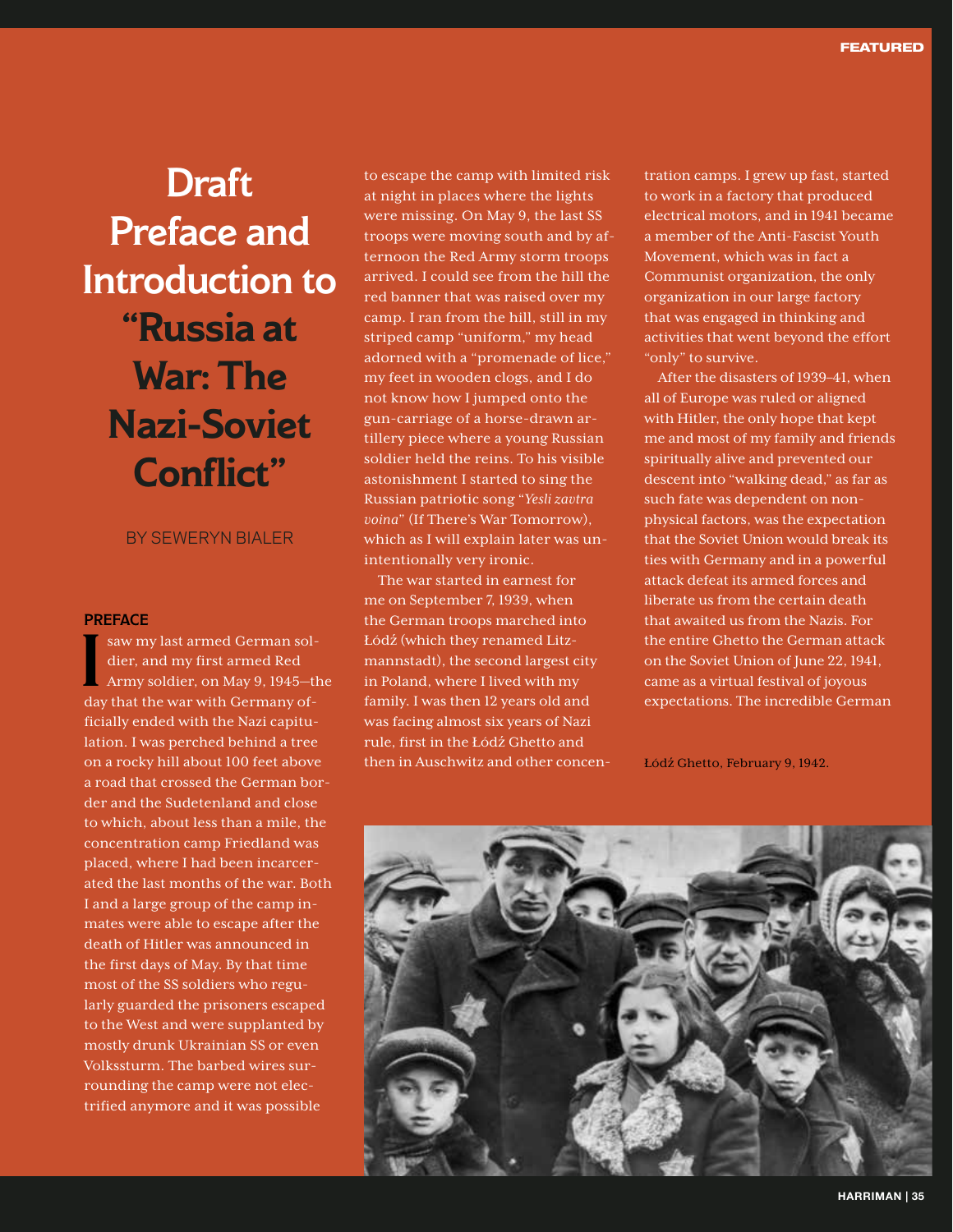# Draft Preface and Introduction to "Russia at War: The Nazi-Soviet Conflict"

BY SEWERYN BIALER

## PREFACE

I saw my last armed German soldier, and my first armed Red Army soldier, on May 9, 1945—the day that the war with Germany officially ended with the Nazi capitulation. I was perched behind a tree on a rocky hill about 100 feet above a road that crossed the German border and the Sudetenland and close to which, about less than a mile, the concentration camp Friedland was placed, where I had been incarcerated the last months of the war. Both I and a large group of the camp inmates were able to escape after the death of Hitler was announced in the first days of May. By that time most of the SS soldiers who regularly guarded the prisoners escaped to the West and were supplanted by mostly drunk Ukrainian SS or even Volkssturm. The barbed wires surrounding the camp were not electrified anymore and it was possible to escape the camp with limited risk at night in places where the lights were missing. On May 9, the last SS troops were moving south and by afternoon the Red Army storm troops arrived. I could see from the hill the red banner that was raised over my camp. I ran from the hill, still in my striped camp "uniform," my head adorned with a "promenade of lice," my feet in wooden clogs, and I do not know how I jumped onto the gun-carriage of a horse-drawn artillery piece where a young Russian soldier held the reins. To his visible astonishment I started to sing the Russian patriotic song "*Yesli zavtra voina*" (If There's War Tomorrow), which as I will explain later was unintentionally very ironic.

The war started in earnest for me on September 7, 1939, when the German troops marched into Łódź (which they renamed Litzmannstadt), the second largest city in Poland, where I lived with my family. I was then 12 years old and was facing almost six years of Nazi rule, first in the Łódź Ghetto and then in Auschwitz and other concentration camps. I grew up fast, started to work in a factory that produced electrical motors, and in 1941 became a member of the Anti-Fascist Youth Movement, which was in fact a Communist organization, the only organization in our large factory that was engaged in thinking and activities that went beyond the effort "only" to survive.

After the disasters of 1939–41, when all of Europe was ruled or aligned with Hitler, the only hope that kept me and most of my family and friends spiritually alive and prevented our descent into "walking dead," as far as such fate was dependent on non-physical factors, was the expectation that the Soviet Union would break its ties with Germany and in a powerful attack defeat its armed forces and liberate us from the certain death that awaited us from the Nazis. For the entire Ghetto the German attack on the Soviet Union of June 22, 1941, came as a virtual festival of joyous expectations. The incredible German

Łódź Ghetto, February 9, 1942.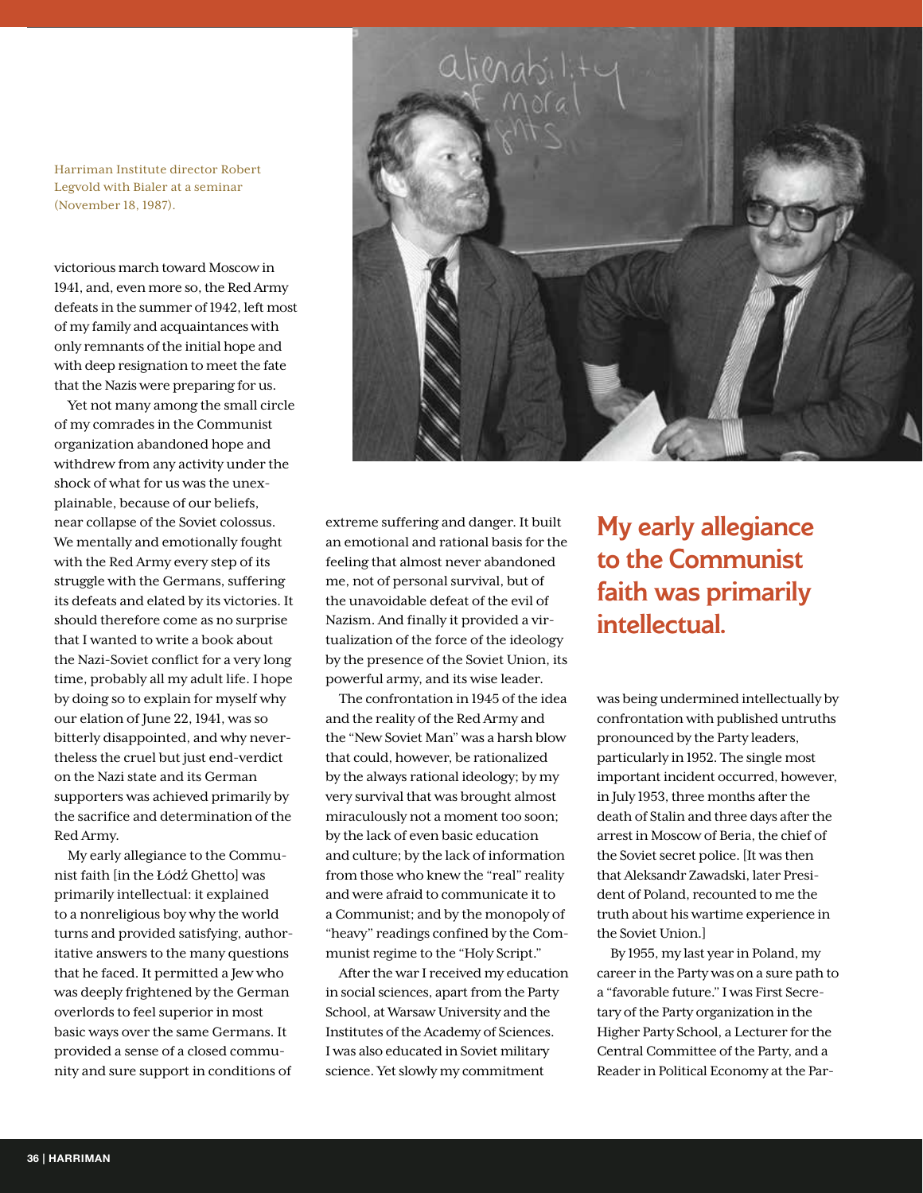Harriman Institute director Robert Legvold with Bialer at a seminar (November 18, 1987).

victorious march toward Moscow in 1941, and, even more so, the Red Army defeats in the summer of 1942, left most of my family and acquaintances with only remnants of the initial hope and with deep resignation to meet the fate that the Nazis were preparing for us.

Yet not many among the small circle of my comrades in the Communist organization abandoned hope and withdrew from any activity under the shock of what for us was the unexplainable, because of our beliefs, near collapse of the Soviet colossus. We mentally and emotionally fought with the Red Army every step of its struggle with the Germans, suffering its defeats and elated by its victories. It should therefore come as no surprise that I wanted to write a book about the Nazi-Soviet conflict for a very long time, probably all my adult life. I hope by doing so to explain for myself why our elation of June 22, 1941, was so bitterly disappointed, and why nevertheless the cruel but just end-verdict on the Nazi state and its German supporters was achieved primarily by the sacrifice and determination of the Red Army.

My early allegiance to the Communist faith [in the Łódź Ghetto] was primarily intellectual: it explained to a nonreligious boy why the world turns and provided satisfying, authoritative answers to the many questions that he faced. It permitted a Jew who was deeply frightened by the German overlords to feel superior in most basic ways over the same Germans. It provided a sense of a closed community and sure support in conditions of extreme suffering and danger. It built an emotional and rational basis for the feeling that almost never abandoned me, not of personal survival, but of the unavoidable defeat of the evil of Nazism. And finally it provided a virtualization of the force of the ideology by the presence of the Soviet Union, its powerful army, and its wise leader.

The confrontation in 1945 of the idea and the reality of the Red Army and the "New Soviet Man" was a harsh blow that could, however, be rationalized by the always rational ideology; by my very survival that was brought almost miraculously not a moment too soon; by the lack of even basic education and culture; by the lack of information from those who knew the "real" reality and were afraid to communicate it to a Communist; and by the monopoly of "heavy" readings confined by the Communist regime to the "Holy Script."

After the war I received my education in social sciences, apart from the Party School, at Warsaw University and the Institutes of the Academy of Sciences. I was also educated in Soviet military science. Yet slowly my commitment

## My early allegiance to the Communist faith was primarily intellectual.

was being undermined intellectually by confrontation with published untruths pronounced by the Party leaders, particularly in 1952. The single most important incident occurred, however, in July 1953, three months after the death of Stalin and three days after the arrest in Moscow of Beria, the chief of the Soviet secret police. [It was then that Aleksandr Zawadski, later President of Poland, recounted to me the truth about his wartime experience in the Soviet Union.]

By 1955, my last year in Poland, my career in the Party was on a sure path to a "favorable future." I was First Secretary of the Party organization in the Higher Party School, a Lecturer for the Central Committee of the Party, and a Reader in Political Economy at the Par-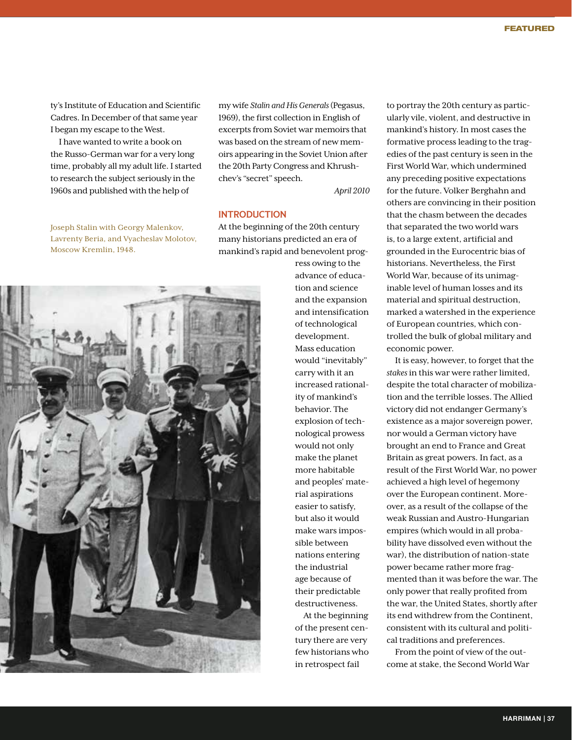ty's Institute of Education and Scientific Cadres. In December of that same year I began my escape to the West.

I have wanted to write a book on the Russo-German war for a very long time, probably all my adult life. I started to research the subject seriously in the 1960s and published with the help of my wife *Stalin and His Generals* (Pegasus, 1969), the first collection in English of excerpts from Soviet war memoirs that was based on the stream of new memoirs appearing in the Soviet Union after the 20th Party Congress and Khrushchev's "secret" speech.

*April 2010*

Joseph Stalin with Georgy Malenkov, Lavrenty Beria, and Vyacheslav Molotov, Moscow Kremlin, 1948.

## INTRODUCTION

At the beginning of the 20th century many historians predicted an era of mankind's rapid and benevolent progress owing to the advance of education and science and the expansion and intensification of technological development. Mass education would "inevitably" carry with it an increased rationality of mankind's behavior. The explosion of technological prowess would not only make the planet more habitable and peoples' material aspirations easier to satisfy, but also it would make wars impossible between nations entering the industrial age because of their predictable destructiveness.

At the beginning of the present century there are very few historians who in retrospect fail to portray the 20th century as particularly vile, violent, and destructive in mankind's history. In most cases the formative process leading to the tragedies of the past century is seen in the First World War, which undermined any preceding positive expectations for the future. Volker Berghahn and others are convincing in their position that the chasm between the decades that separated the two world wars is, to a large extent, artificial and grounded in the Eurocentric bias of historians. Nevertheless, the First World War, because of its unimaginable level of human losses and its material and spiritual destruction, marked a watershed in the experience of European countries, which controlled the bulk of global military and economic power.

It is easy, however, to forget that the *stakes* in this war were rather limited, despite the total character of mobilization and the terrible losses. The Allied victory did not endanger Germany's existence as a major sovereign power, nor would a German victory have brought an end to France and Great Britain as great powers. In fact, as a result of the First World War, no power achieved a high level of hegemony over the European continent. Moreover, as a result of the collapse of the weak Russian and Austro-Hungarian empires (which would in all probability have dissolved even without the war), the distribution of nation-state power became rather more fragmented than it was before the war. The only power that really profited from the war, the United States, shortly after its end withdrew from the Continent, consistent with its cultural and political traditions and preferences.

From the point of view of the outcome at stake, the Second World War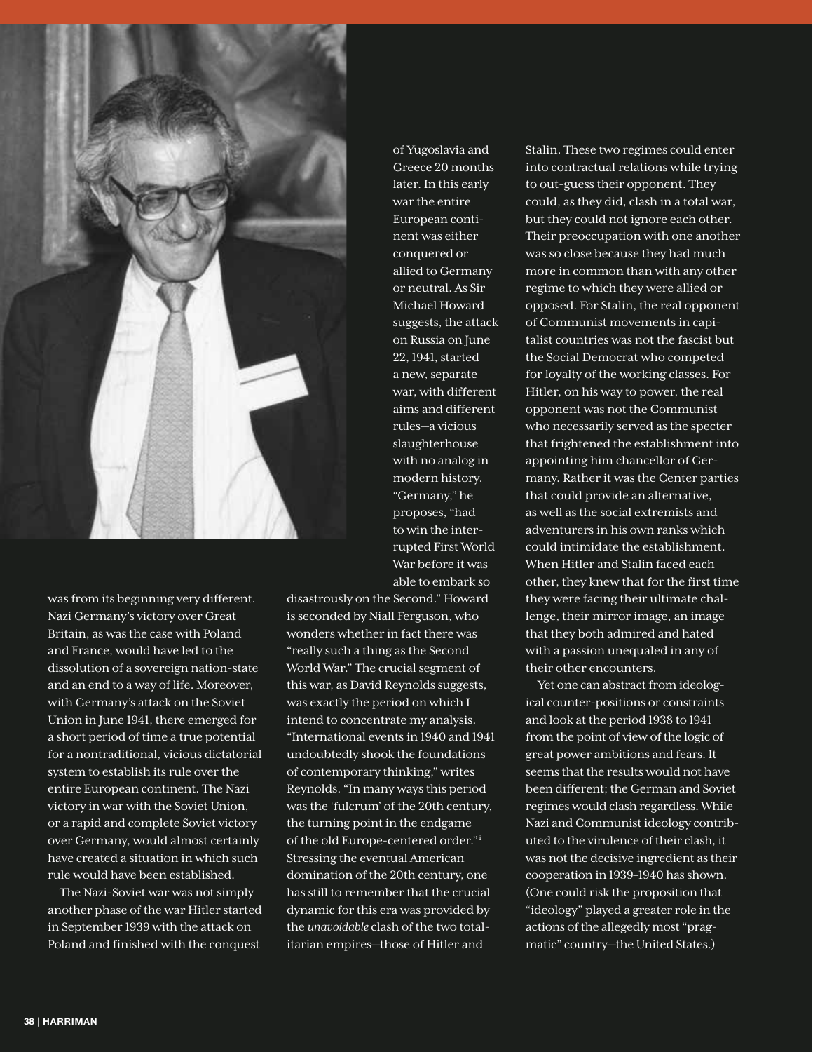was from its beginning very different. Nazi Germany's victory over Great Britain, as was the case with Poland and France, would have led to the dissolution of a sovereign nation-state and an end to a way of life. Moreover, with Germany's attack on the Soviet Union in June 1941, there emerged for a short period of time a true potential for a nontraditional, vicious dictatorial system to establish its rule over the entire European continent. The Nazi victory in war with the Soviet Union, or a rapid and complete Soviet victory over Germany, would almost certainly have created a situation in which such rule would have been established.

The Nazi-Soviet war was not simply another phase of the war Hitler started in September 1939 with the attack on Poland and finished with the conquest of Yugoslavia and Greece 20 months later. In this early war the entire European continent was either conquered or allied to Germany or neutral. As Sir Michael Howard suggests, the attack on Russia on June 22, 1941, started a new, separate war, with different aims and different rules—a vicious slaughterhouse with no analog in modern history. "Germany," he proposes, "had to win the interrupted First World War before it was able to embark so disastrously on the Second." Howard is seconded by Niall Ferguson, who wonders whether in fact there was "really such a thing as the Second World War." The crucial segment of this war, as David Reynolds suggests, was exactly the period on which I intend to concentrate my analysis. "International events in 1940 and 1941 undoubtedly shook the foundations of contemporary thinking," writes Reynolds. "In many ways this period was the 'fulcrum' of the 20th century, the turning point in the endgame of the old Europe-centered order."[1] Stressing the eventual American domination of the 20th century, one has still to remember that the crucial dynamic for this era was provided by the *unavoidable* clash of the two totalitarian empires—those of Hitler and Stalin. These two regimes could enter into contractual relations while trying to out-guess their opponent. They could, as they did, clash in a total war, but they could not ignore each other. Their preoccupation with one another was so close because they had much more in common than with any other regime to which they were allied or opposed. For Stalin, the real opponent of Communist movements in capitalist countries was not the fascist but the Social Democrat who competed for loyalty of the working classes. For Hitler, on his way to power, the real opponent was not the Communist who necessarily served as the specter that frightened the establishment into appointing him chancellor of Germany. Rather it was the Center parties that could provide an alternative, as well as the social extremists and adventurers in his own ranks which could intimidate the establishment. When Hitler and Stalin faced each other, they knew that for the first time they were facing their ultimate challenge, their mirror image, an image that they both admired and hated with a passion unequaled in any of their other encounters.

Yet one can abstract from ideological counter-positions or constraints and look at the period 1938 to 1941 from the point of view of the logic of great power ambitions and fears. It seems that the results would not have been different; the German and Soviet regimes would clash regardless. While Nazi and Communist ideology contributed to the virulence of their clash, it was not the decisive ingredient as their cooperation in 1939–1940 has shown. (One could risk the proposition that "ideology" played a greater role in the actions of the allegedly most "pragmatic" country—the United States.)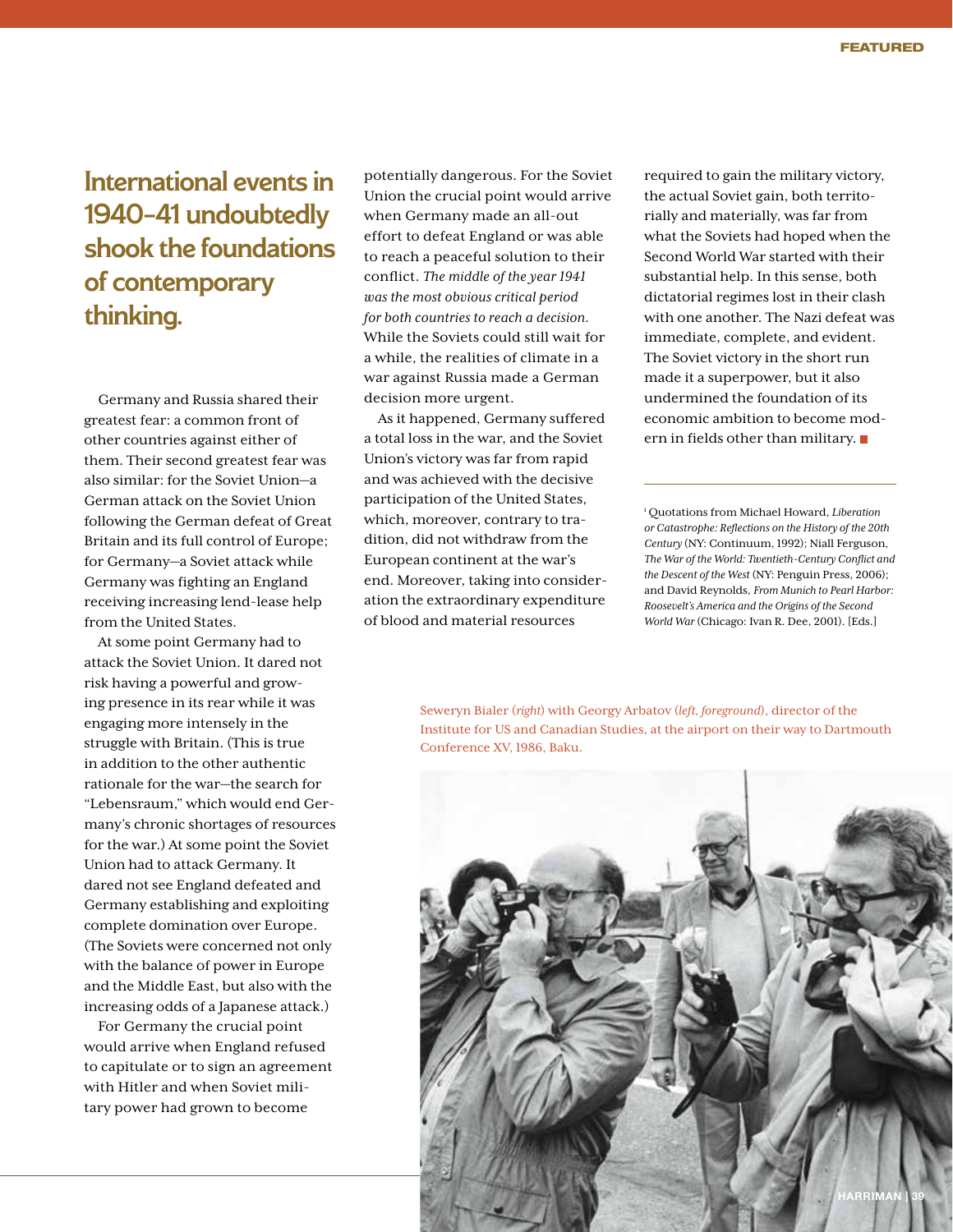**International events in 1940–41 undoubtedly shook the foundations of contemporary thinking.**

Germany and Russia shared their greatest fear: a common front of other countries against either of them. Their second greatest fear was also similar: for the Soviet Union—a German attack on the Soviet Union following the German defeat of Great Britain and its full control of Europe; for Germany—a Soviet attack while Germany was fighting an England receiving increasing lend-lease help from the United States.

At some point Germany had to attack the Soviet Union. It dared not risk having a powerful and growing presence in its rear while it was engaging more intensely in the struggle with Britain. (This is true in addition to the other authentic rationale for the war—the search for "Lebensraum," which would end Germany's chronic shortages of resources for the war.) At some point the Soviet Union had to attack Germany. It dared not see England defeated and Germany establishing and exploiting complete domination over Europe. (The Soviets were concerned not only with the balance of power in Europe and the Middle East, but also with the increasing odds of a Japanese attack.)

For Germany the crucial point would arrive when England refused to capitulate or to sign an agreement with Hitler and when Soviet military power had grown to become potentially dangerous. For the Soviet Union the crucial point would arrive when Germany made an all-out effort to defeat England or was able to reach a peaceful solution to their conflict. *The middle of the year 1941 was the most obvious critical period for both countries to reach a decision.* While the Soviets could still wait for a while, the realities of climate in a war against Russia made a German decision more urgent.

As it happened, Germany suffered a total loss in the war, and the Soviet Union's victory was far from rapid and was achieved with the decisive participation of the United States, which, moreover, contrary to tradition, did not withdraw from the European continent at the war's end. Moreover, taking into consideration the extraordinary expenditure of blood and material resources required to gain the military victory, the actual Soviet gain, both territorially and materially, was far from what the Soviets had hoped when the Second World War started with their substantial help. In this sense, both dictatorial regimes lost in their clash with one another. The Nazi defeat was immediate, complete, and evident. The Soviet victory in the short run made it a superpower, but it also undermined the foundation of its economic ambition to become modern in fields other than military. ■

---

[1] Quotations from Michael Howard, *Liberation or Catastrophe: Reflections on the History of the 20th Century* (NY: Continuum, 1992); Niall Ferguson, *The War of the World: Twentieth-Century Conflict and the Descent of the West* (NY: Penguin Press, 2006); and David Reynolds, *From Munich to Pearl Harbor: Roosevelt's America and the Origins of the Second World War* (Chicago: Ivan R. Dee, 2001). [Eds.]

Seweryn Bialer (*right*) with Georgy Arbatov (*left, foreground*), director of the Institute for US and Canadian Studies, at the airport on their way to Dartmouth Conference XV, 1986, Baku.